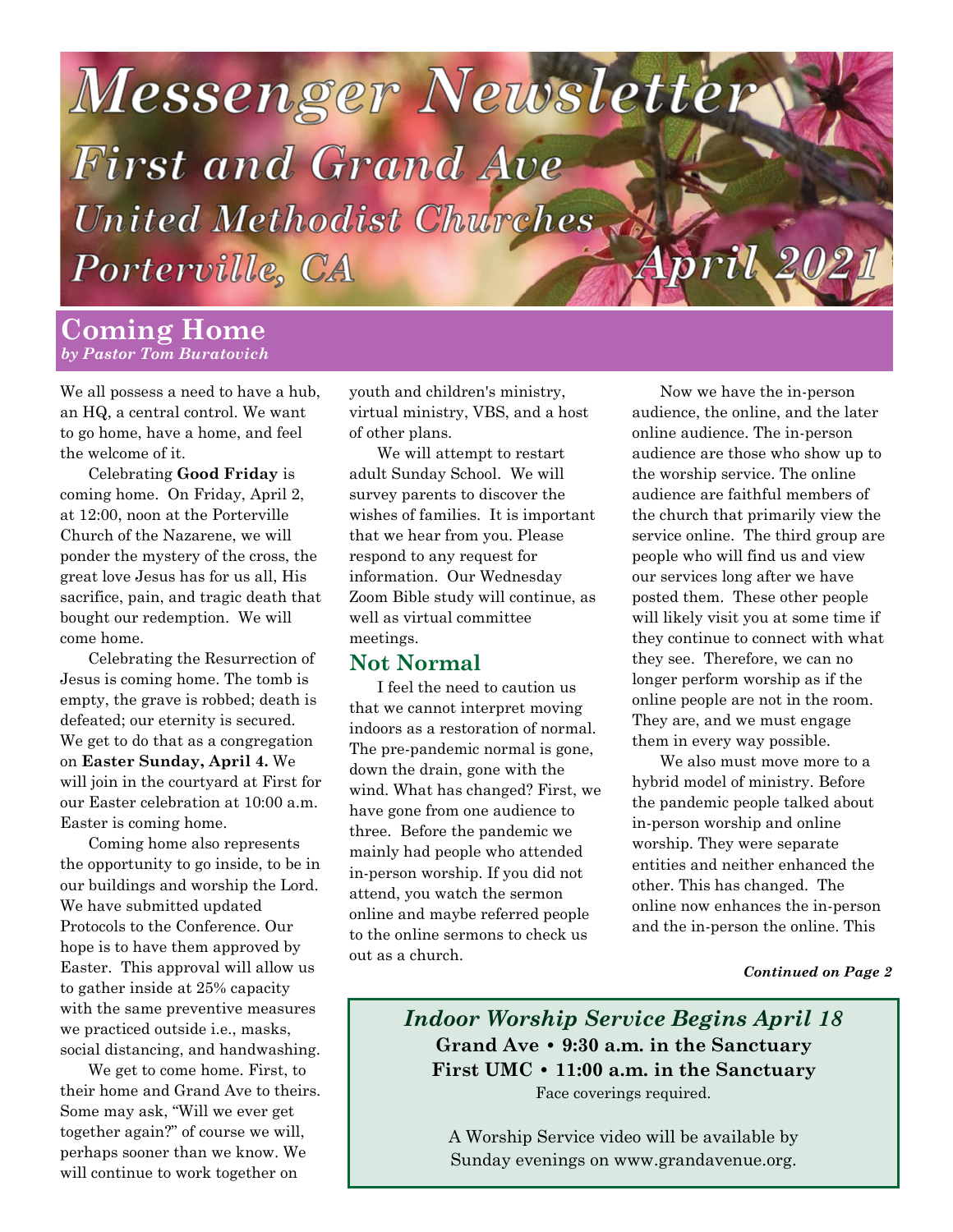# Messenger Newsletter

## First and Grand Ave

### United Methodist Churches

### Porterville, CA

### April 2021

## Coming Home

*by Pastor Tom Buratovich*

We all possess a need to have a hub, an HQ, a central control. We want to go home, have a home, and feel the welcome of it.

Celebrating **Good Friday** is coming home. On Friday, April 2, at 12:00, noon at the Porterville Church of the Nazarene, we will ponder the mystery of the cross, the great love Jesus has for us all, His sacrifice, pain, and tragic death that bought our redemption. We will come home.

Celebrating the Resurrection of Jesus is coming home. The tomb is empty, the grave is robbed; death is defeated; our eternity is secured. We get to do that as a congregation on **Easter Sunday, April 4.** We will join in the courtyard at First for our Easter celebration at 10:00 a.m. Easter is coming home.

Coming home also represents the opportunity to go inside, to be in our buildings and worship the Lord. We have submitted updated Protocols to the Conference. Our hope is to have them approved by Easter. This approval will allow us to gather inside at 25% capacity with the same preventive measures we practiced outside i.e., masks, social distancing, and handwashing.

We get to come home. First, to their home and Grand Ave to theirs. Some may ask, "Will we ever get together again?" of course we will, perhaps sooner than we know. We will continue to work together on youth and children's ministry, virtual ministry, VBS, and a host of other plans.

We will attempt to restart adult Sunday School. We will survey parents to discover the wishes of families. It is important that we hear from you. Please respond to any request for information. Our Wednesday Zoom Bible study will continue, as well as virtual committee meetings.

### Not Normal

I feel the need to caution us that we cannot interpret moving indoors as a restoration of normal. The pre-pandemic normal is gone, down the drain, gone with the wind. What has changed? First, we have gone from one audience to three. Before the pandemic we mainly had people who attended in-person worship. If you did not attend, you watch the sermon online and maybe referred people to the online sermons to check us out as a church.

Now we have the in-person audience, the online, and the later online audience. The in-person audience are those who show up to the worship service. The online audience are faithful members of the church that primarily view the service online. The third group are people who will find us and view our services long after we have posted them. These other people will likely visit you at some time if they continue to connect with what they see. Therefore, we can no longer perform worship as if the online people are not in the room. They are, and we must engage them in every way possible.

We also must move more to a hybrid model of ministry. Before the pandemic people talked about in-person worship and online worship. They were separate entities and neither enhanced the other. This has changed. The online now enhances the in-person and the in-person the online. This

***Continued on Page 2***

---

***Indoor Worship Service Begins April 18***

**Grand Ave • 9:30 a.m. in the Sanctuary**

**First UMC • 11:00 a.m. in the Sanctuary**

Face coverings required.

A Worship Service video will be available by Sunday evenings on www.grandavenue.org.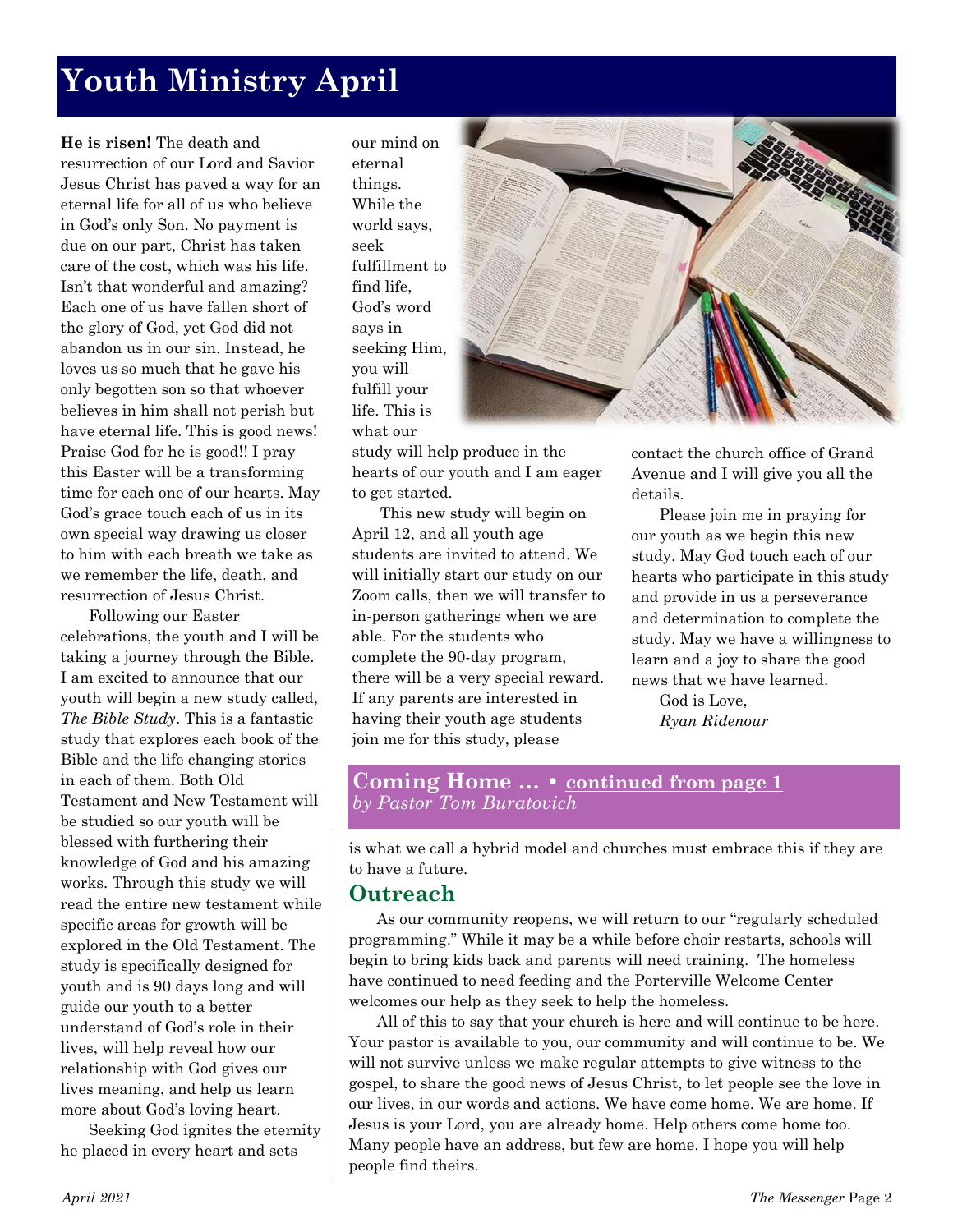# Youth Ministry April

**He is risen!** The death and resurrection of our Lord and Savior Jesus Christ has paved a way for an eternal life for all of us who believe in God's only Son. No payment is due on our part, Christ has taken care of the cost, which was his life. Isn't that wonderful and amazing? Each one of us have fallen short of the glory of God, yet God did not abandon us in our sin. Instead, he loves us so much that he gave his only begotten son so that whoever believes in him shall not perish but have eternal life. This is good news! Praise God for he is good!! I pray this Easter will be a transforming time for each one of our hearts. May God's grace touch each of us in its own special way drawing us closer to him with each breath we take as we remember the life, death, and resurrection of Jesus Christ.

Following our Easter celebrations, the youth and I will be taking a journey through the Bible. I am excited to announce that our youth will begin a new study called, *The Bible Study*. This is a fantastic study that explores each book of the Bible and the life changing stories in each of them. Both Old Testament and New Testament will be studied so our youth will be blessed with furthering their knowledge of God and his amazing works. Through this study we will read the entire new testament while specific areas for growth will be explored in the Old Testament. The study is specifically designed for youth and is 90 days long and will guide our youth to a better understand of God's role in their lives, will help reveal how our relationship with God gives our lives meaning, and help us learn more about God's loving heart.

Seeking God ignites the eternity he placed in every heart and sets our mind on eternal things. While the world says, seek fulfillment to find life, God's word says in seeking Him, you will fulfill your life. This is what our study will help produce in the hearts of our youth and I am eager to get started.

This new study will begin on April 12, and all youth age students are invited to attend. We will initially start our study on our Zoom calls, then we will transfer to in-person gatherings when we are able. For the students who complete the 90-day program, there will be a very special reward. If any parents are interested in having their youth age students join me for this study, please contact the church office of Grand Avenue and I will give you all the details.

Please join me in praying for our youth as we begin this new study. May God touch each of our hearts who participate in this study and provide in us a perseverance and determination to complete the study. May we have a willingness to learn and a joy to share the good news that we have learned.

God is Love,
*Ryan Ridenour*

## Coming Home … • continued from page 1
*by Pastor Tom Buratovich*

is what we call a hybrid model and churches must embrace this if they are to have a future.

### Outreach

As our community reopens, we will return to our "regularly scheduled programming." While it may be a while before choir restarts, schools will begin to bring kids back and parents will need training. The homeless have continued to need feeding and the Porterville Welcome Center welcomes our help as they seek to help the homeless.

All of this to say that your church is here and will continue to be here. Your pastor is available to you, our community and will continue to be. We will not survive unless we make regular attempts to give witness to the gospel, to share the good news of Jesus Christ, to let people see the love in our lives, in our words and actions. We have come home. We are home. If Jesus is your Lord, you are already home. Help others come home too. Many people have an address, but few are home. I hope you will help people find theirs.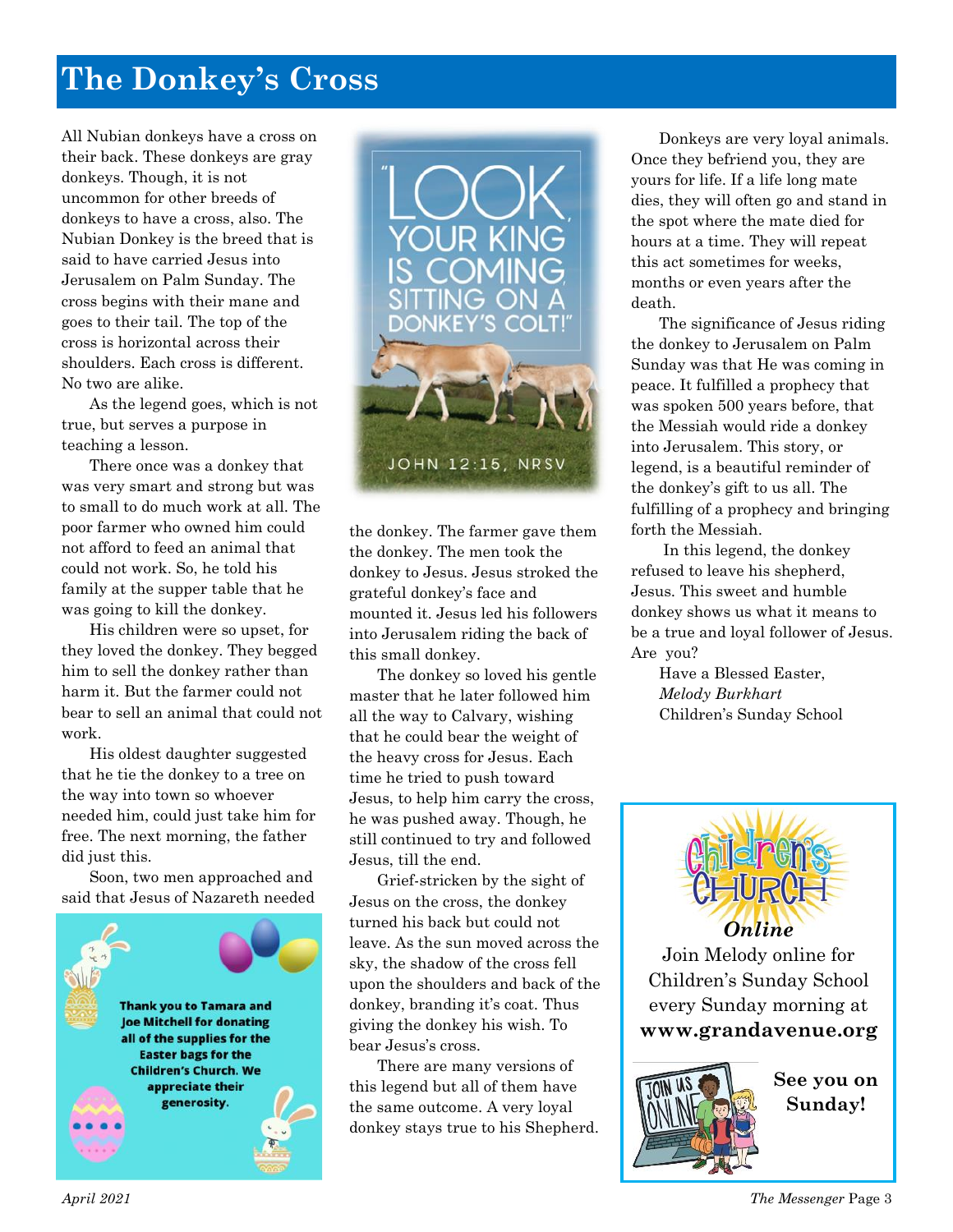# The Donkey's Cross

All Nubian donkeys have a cross on their back. These donkeys are gray donkeys. Though, it is not uncommon for other breeds of donkeys to have a cross, also. The Nubian Donkey is the breed that is said to have carried Jesus into Jerusalem on Palm Sunday. The cross begins with their mane and goes to their tail. The top of the cross is horizontal across their shoulders. Each cross is different. No two are alike.

As the legend goes, which is not true, but serves a purpose in teaching a lesson.

There once was a donkey that was very smart and strong but was to small to do much work at all. The poor farmer who owned him could not afford to feed an animal that could not work. So, he told his family at the supper table that he was going to kill the donkey.

His children were so upset, for they loved the donkey. They begged him to sell the donkey rather than harm it. But the farmer could not bear to sell an animal that could not work.

His oldest daughter suggested that he tie the donkey to a tree on the way into town so whoever needed him, could just take him for free. The next morning, the father did just this.

Soon, two men approached and said that Jesus of Nazareth needed the donkey. The farmer gave them the donkey. The men took the donkey to Jesus. Jesus stroked the grateful donkey's face and mounted it. Jesus led his followers into Jerusalem riding the back of this small donkey.

"LOOK, YOUR KING IS COMING, SITTING ON A DONKEY'S COLT!"
JOHN 12:15, NRSV

The donkey so loved his gentle master that he later followed him all the way to Calvary, wishing that he could bear the weight of the heavy cross for Jesus. Each time he tried to push toward Jesus, to help him carry the cross, he was pushed away. Though, he still continued to try and followed Jesus, till the end.

Grief-stricken by the sight of Jesus on the cross, the donkey turned his back but could not leave. As the sun moved across the sky, the shadow of the cross fell upon the shoulders and back of the donkey, branding it's coat. Thus giving the donkey his wish. To bear Jesus's cross.

There are many versions of this legend but all of them have the same outcome. A very loyal donkey stays true to his Shepherd.

Donkeys are very loyal animals. Once they befriend you, they are yours for life. If a life long mate dies, they will often go and stand in the spot where the mate died for hours at a time. They will repeat this act sometimes for weeks, months or even years after the death.

The significance of Jesus riding the donkey to Jerusalem on Palm Sunday was that He was coming in peace. It fulfilled a prophecy that was spoken 500 years before, that the Messiah would ride a donkey into Jerusalem. This story, or legend, is a beautiful reminder of the donkey's gift to us all. The fulfilling of a prophecy and bringing forth the Messiah.

In this legend, the donkey refused to leave his shepherd, Jesus. This sweet and humble donkey shows us what it means to be a true and loyal follower of Jesus. Are you?

Have a Blessed Easter,
*Melody Burkhart*
Children's Sunday School

**Thank you to Tamara and Joe Mitchell for donating all of the supplies for the Easter bags for the Children's Church. We appreciate their generosity.**

Children's Church *Online*

Join Melody online for Children's Sunday School every Sunday morning at **www.grandavenue.org**

**See you on Sunday!**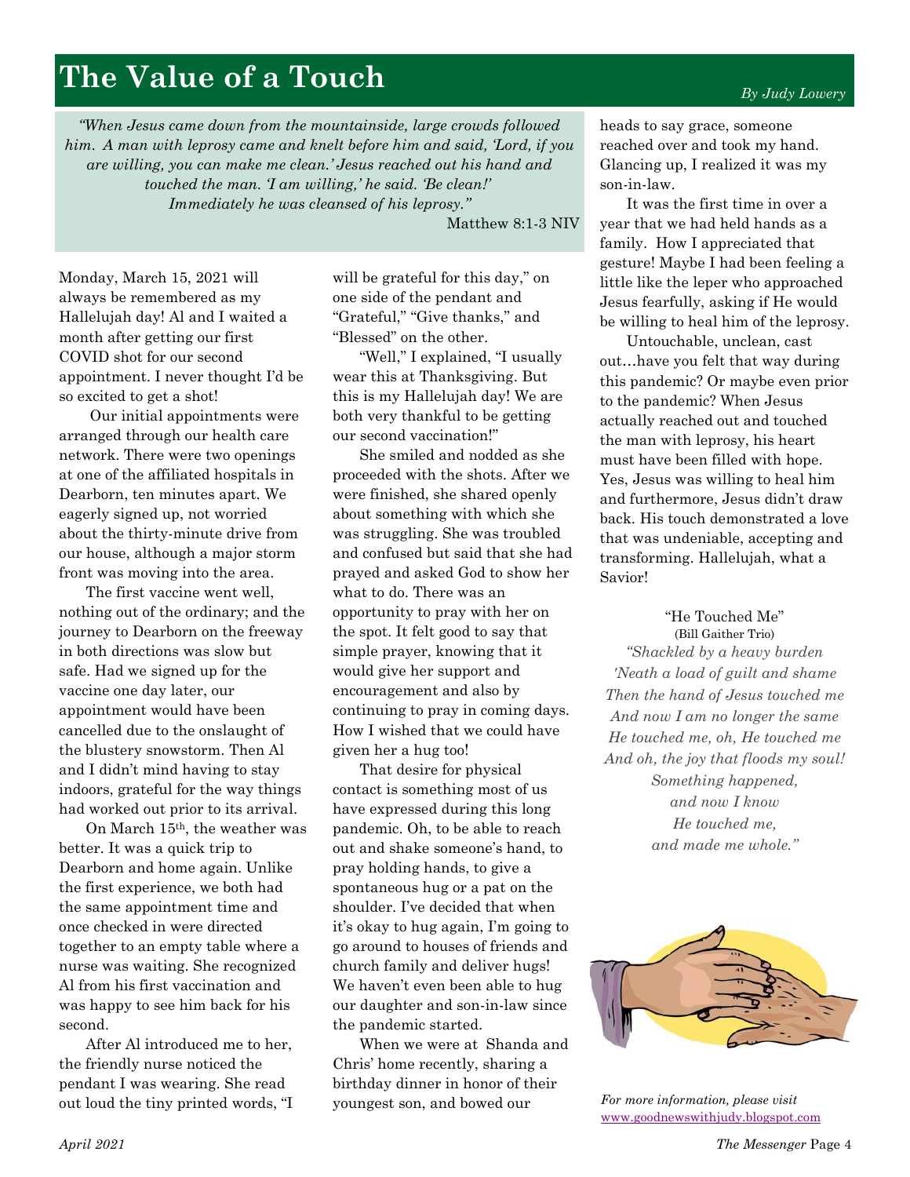# The Value of a Touch

*By Judy Lowery*

*"When Jesus came down from the mountainside, large crowds followed him. A man with leprosy came and knelt before him and said, 'Lord, if you are willing, you can make me clean.' Jesus reached out his hand and touched the man. 'I am willing,' he said. 'Be clean!' Immediately he was cleansed of his leprosy."*

Matthew 8:1-3 NIV

Monday, March 15, 2021 will always be remembered as my Hallelujah day! Al and I waited a month after getting our first COVID shot for our second appointment. I never thought I'd be so excited to get a shot!

Our initial appointments were arranged through our health care network. There were two openings at one of the affiliated hospitals in Dearborn, ten minutes apart. We eagerly signed up, not worried about the thirty-minute drive from our house, although a major storm front was moving into the area.

The first vaccine went well, nothing out of the ordinary; and the journey to Dearborn on the freeway in both directions was slow but safe. Had we signed up for the vaccine one day later, our appointment would have been cancelled due to the onslaught of the blustery snowstorm. Then Al and I didn't mind having to stay indoors, grateful for the way things had worked out prior to its arrival.

On March 15th, the weather was better. It was a quick trip to Dearborn and home again. Unlike the first experience, we both had the same appointment time and once checked in were directed together to an empty table where a nurse was waiting. She recognized Al from his first vaccination and was happy to see him back for his second.

After Al introduced me to her, the friendly nurse noticed the pendant I was wearing. She read out loud the tiny printed words, "I will be grateful for this day," on one side of the pendant and "Grateful," "Give thanks," and "Blessed" on the other.

"Well," I explained, "I usually wear this at Thanksgiving. But this is my Hallelujah day! We are both very thankful to be getting our second vaccination!"

She smiled and nodded as she proceeded with the shots. After we were finished, she shared openly about something with which she was struggling. She was troubled and confused but said that she had prayed and asked God to show her what to do. There was an opportunity to pray with her on the spot. It felt good to say that simple prayer, knowing that it would give her support and encouragement and also by continuing to pray in coming days. How I wished that we could have given her a hug too!

That desire for physical contact is something most of us have expressed during this long pandemic. Oh, to be able to reach out and shake someone's hand, to pray holding hands, to give a spontaneous hug or a pat on the shoulder. I've decided that when it's okay to hug again, I'm going to go around to houses of friends and church family and deliver hugs! We haven't even been able to hug our daughter and son-in-law since the pandemic started.

When we were at Shanda and Chris' home recently, sharing a birthday dinner in honor of their youngest son, and bowed our heads to say grace, someone reached over and took my hand. Glancing up, I realized it was my son-in-law.

It was the first time in over a year that we had held hands as a family. How I appreciated that gesture! Maybe I had been feeling a little like the leper who approached Jesus fearfully, asking if He would be willing to heal him of the leprosy.

Untouchable, unclean, cast out…have you felt that way during this pandemic? Or maybe even prior to the pandemic? When Jesus actually reached out and touched the man with leprosy, his heart must have been filled with hope. Yes, Jesus was willing to heal him and furthermore, Jesus didn't draw back. His touch demonstrated a love that was undeniable, accepting and transforming. Hallelujah, what a Savior!

"He Touched Me"
(Bill Gaither Trio)

*"Shackled by a heavy burden*
*'Neath a load of guilt and shame*
*Then the hand of Jesus touched me*
*And now I am no longer the same*
*He touched me, oh, He touched me*
*And oh, the joy that floods my soul!*
*Something happened,*
*and now I know*
*He touched me,*
*and made me whole."*

*For more information, please visit* www.goodnewswithjudy.blogspot.com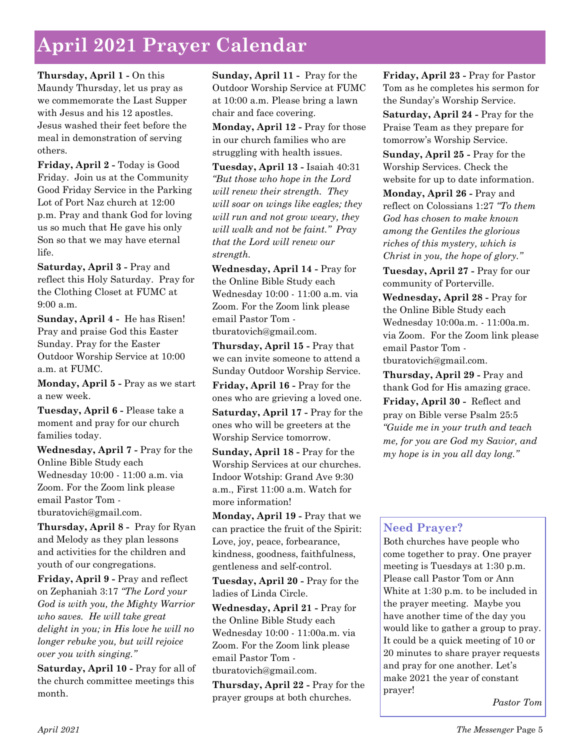# April 2021 Prayer Calendar

**Thursday, April 1 -** On this Maundy Thursday, let us pray as we commemorate the Last Supper with Jesus and his 12 apostles. Jesus washed their feet before the meal in demonstration of serving others.

**Friday, April 2 -** Today is Good Friday. Join us at the Community Good Friday Service in the Parking Lot of Port Naz church at 12:00 p.m. Pray and thank God for loving us so much that He gave his only Son so that we may have eternal life.

**Saturday, April 3 -** Pray and reflect this Holy Saturday. Pray for the Clothing Closet at FUMC at 9:00 a.m.

**Sunday, April 4 -** He has Risen! Pray and praise God this Easter Sunday. Pray for the Easter Outdoor Worship Service at 10:00 a.m. at FUMC.

**Monday, April 5 -** Pray as we start a new week.

**Tuesday, April 6 -** Please take a moment and pray for our church families today.

**Wednesday, April 7 -** Pray for the Online Bible Study each Wednesday 10:00 - 11:00 a.m. via Zoom. For the Zoom link please email Pastor Tom - tburatovich@gmail.com.

**Thursday, April 8 -** Pray for Ryan and Melody as they plan lessons and activities for the children and youth of our congregations.

**Friday, April 9 -** Pray and reflect on Zephaniah 3:17 *"The Lord your God is with you, the Mighty Warrior who saves. He will take great delight in you; in His love he will no longer rebuke you, but will rejoice over you with singing."*

**Saturday, April 10 -** Pray for all of the church committee meetings this month.

**Sunday, April 11 -** Pray for the Outdoor Worship Service at FUMC at 10:00 a.m. Please bring a lawn chair and face covering.

**Monday, April 12 -** Pray for those in our church families who are struggling with health issues.

**Tuesday, April 13 -** Isaiah 40:31 *"But those who hope in the Lord will renew their strength. They will soar on wings like eagles; they will run and not grow weary, they will walk and not be faint." Pray that the Lord will renew our strength.*

**Wednesday, April 14 -** Pray for the Online Bible Study each Wednesday 10:00 - 11:00 a.m. via Zoom. For the Zoom link please email Pastor Tom - tburatovich@gmail.com.

**Thursday, April 15 -** Pray that we can invite someone to attend a Sunday Outdoor Worship Service.

**Friday, April 16 -** Pray for the ones who are grieving a loved one.

**Saturday, April 17 -** Pray for the ones who will be greeters at the Worship Service tomorrow.

**Sunday, April 18 -** Pray for the Worship Services at our churches. Indoor Wotship: Grand Ave 9:30 a.m., First 11:00 a.m. Watch for more information!

**Monday, April 19 -** Pray that we can practice the fruit of the Spirit: Love, joy, peace, forbearance, kindness, goodness, faithfulness, gentleness and self-control.

**Tuesday, April 20 -** Pray for the ladies of Linda Circle.

**Wednesday, April 21 -** Pray for the Online Bible Study each Wednesday 10:00 - 11:00a.m. via Zoom. For the Zoom link please email Pastor Tom - tburatovich@gmail.com.

**Thursday, April 22 -** Pray for the prayer groups at both churches.

**Friday, April 23 -** Pray for Pastor Tom as he completes his sermon for the Sunday's Worship Service.

**Saturday, April 24 -** Pray for the Praise Team as they prepare for tomorrow's Worship Service.

**Sunday, April 25 -** Pray for the Worship Services. Check the website for up to date information.

**Monday, April 26 -** Pray and reflect on Colossians 1:27 *"To them God has chosen to make known among the Gentiles the glorious riches of this mystery, which is Christ in you, the hope of glory."*

**Tuesday, April 27 -** Pray for our community of Porterville.

**Wednesday, April 28 -** Pray for the Online Bible Study each Wednesday 10:00a.m. - 11:00a.m. via Zoom. For the Zoom link please email Pastor Tom - tburatovich@gmail.com.

**Thursday, April 29 -** Pray and thank God for His amazing grace.

**Friday, April 30 -** Reflect and pray on Bible verse Psalm 25:5 *"Guide me in your truth and teach me, for you are God my Savior, and my hope is in you all day long."*

## Need Prayer?

Both churches have people who come together to pray. One prayer meeting is Tuesdays at 1:30 p.m. Please call Pastor Tom or Ann White at 1:30 p.m. to be included in the prayer meeting. Maybe you have another time of the day you would like to gather a group to pray. It could be a quick meeting of 10 or 20 minutes to share prayer requests and pray for one another. Let's make 2021 the year of constant prayer!

*Pastor Tom*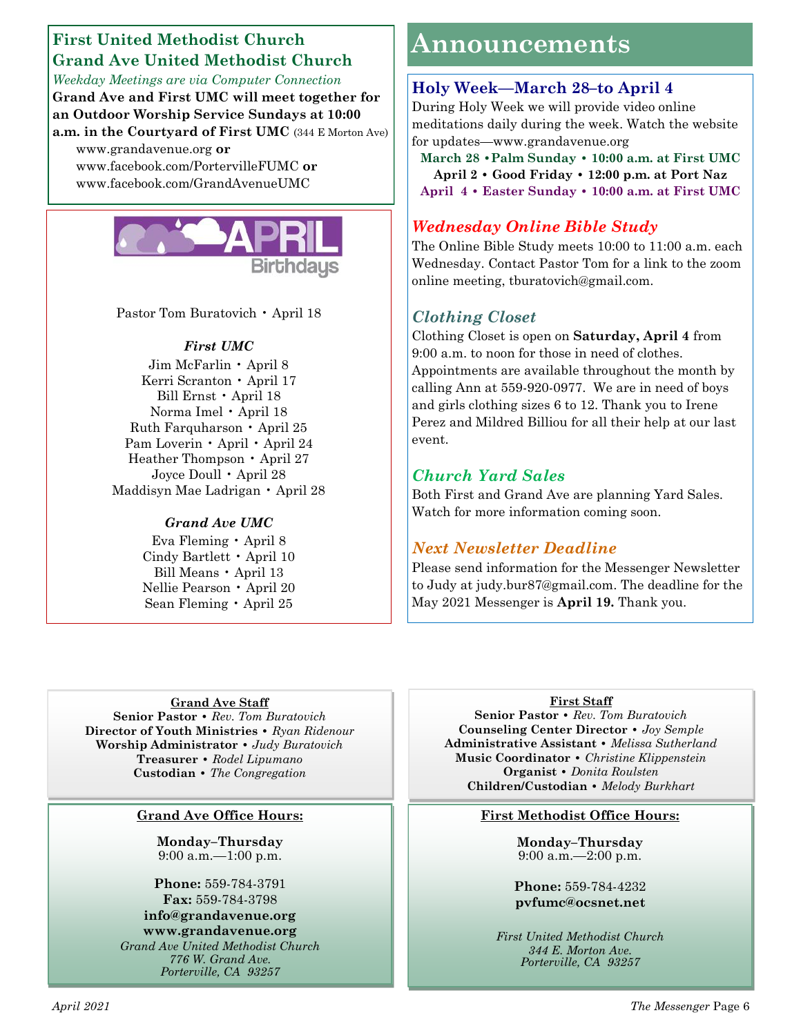## First United Methodist Church
## Grand Ave United Methodist Church

*Weekday Meetings are via Computer Connection*

**Grand Ave and First UMC will meet together for an Outdoor Worship Service Sundays at 10:00 a.m. in the Courtyard of First UMC** (344 E Morton Ave)

www.grandavenue.org **or**
www.facebook.com/PortervilleFUMC **or**
www.facebook.com/GrandAvenueUMC

## APRIL Birthdays

Pastor Tom Buratovich • April 18

***First UMC***

Jim McFarlin • April 8
Kerri Scranton • April 17
Bill Ernst • April 18
Norma Imel • April 18
Ruth Farquharson • April 25
Pam Loverin • April • April 24
Heather Thompson • April 27
Joyce Doull • April 28
Maddisyn Mae Ladrigan • April 28

***Grand Ave UMC***

Eva Fleming • April 8
Cindy Bartlett • April 10
Bill Means • April 13
Nellie Pearson • April 20
Sean Fleming • April 25

# Announcements

### Holy Week—March 28–to April 4

During Holy Week we will provide video online meditations daily during the week. Watch the website for updates—www.grandavenue.org

**March 28 • Palm Sunday • 10:00 a.m. at First UMC**
**April 2 • Good Friday • 12:00 p.m. at Port Naz**
**April 4 • Easter Sunday • 10:00 a.m. at First UMC**

### *Wednesday Online Bible Study*

The Online Bible Study meets 10:00 to 11:00 a.m. each Wednesday. Contact Pastor Tom for a link to the zoom online meeting, tburatovich@gmail.com.

### *Clothing Closet*

Clothing Closet is open on **Saturday, April 4** from 9:00 a.m. to noon for those in need of clothes. Appointments are available throughout the month by calling Ann at 559-920-0977. We are in need of boys and girls clothing sizes 6 to 12. Thank you to Irene Perez and Mildred Billiou for all their help at our last event.

### *Church Yard Sales*

Both First and Grand Ave are planning Yard Sales. Watch for more information coming soon.

### *Next Newsletter Deadline*

Please send information for the Messenger Newsletter to Judy at judy.bur87@gmail.com. The deadline for the May 2021 Messenger is **April 19.** Thank you.

**Grand Ave Staff**

**Senior Pastor** • *Rev. Tom Buratovich*
**Director of Youth Ministries** • *Ryan Ridenour*
**Worship Administrator** • *Judy Buratovich*
**Treasurer** • *Rodel Lipumano*
**Custodian** • *The Congregation*

**Grand Ave Office Hours:**

**Monday–Thursday**
9:00 a.m.—1:00 p.m.

**Phone:** 559-784-3791
**Fax:** 559-784-3798
**info@grandavenue.org**
**www.grandavenue.org**
*Grand Ave United Methodist Church*
*776 W. Grand Ave.*
*Porterville, CA 93257*

**First Staff**

**Senior Pastor** • *Rev. Tom Buratovich*
**Counseling Center Director** • *Joy Semple*
**Administrative Assistant** • *Melissa Sutherland*
**Music Coordinator** • *Christine Klippenstein*
**Organist** • *Donita Roulsten*
**Children/Custodian** • *Melody Burkhart*

**First Methodist Office Hours:**

**Monday–Thursday**
9:00 a.m.—2:00 p.m.

**Phone:** 559-784-4232
**pvfumc@ocsnet.net**

*First United Methodist Church*
*344 E. Morton Ave.*
*Porterville, CA 93257*